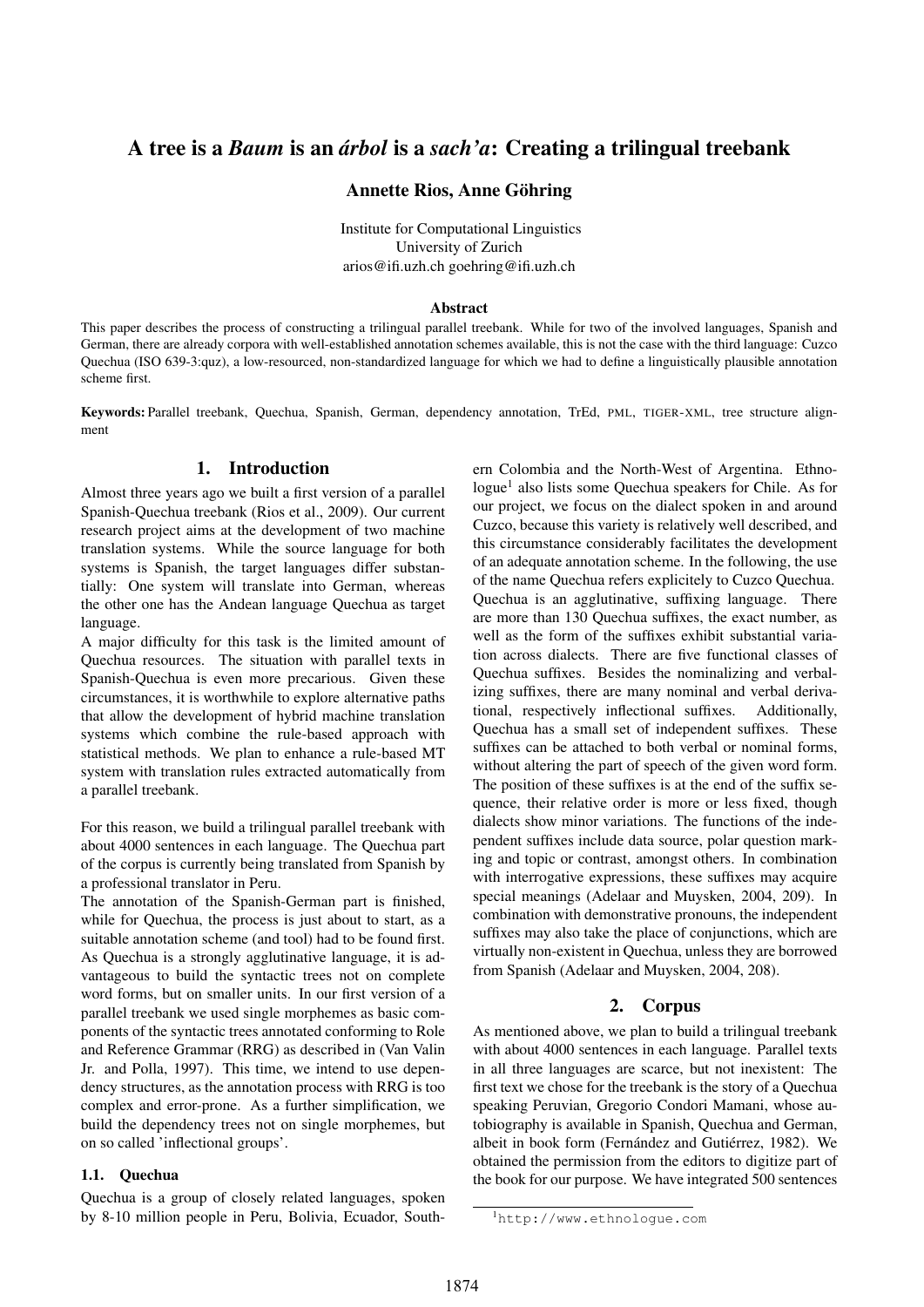# A tree is a *Baum* is an *árbol* is a *sach'a*: Creating a trilingual treebank

**Annette Rios, Anne Göhring**

Institute for Computational Linguistics
University of Zurich
arios@ifi.uzh.ch goehring@ifi.uzh.ch

**Abstract**

This paper describes the process of constructing a trilingual parallel treebank. While for two of the involved languages, Spanish and German, there are already corpora with well-established annotation schemes available, this is not the case with the third language: Cuzco Quechua (ISO 639-3:quz), a low-resourced, non-standardized language for which we had to define a linguistically plausible annotation scheme first.

**Keywords:** Parallel treebank, Quechua, Spanish, German, dependency annotation, TrEd, PML, TIGER-XML, tree structure alignment

## 1. Introduction

Almost three years ago we built a first version of a parallel Spanish-Quechua treebank (Rios et al., 2009). Our current research project aims at the development of two machine translation systems. While the source language for both systems is Spanish, the target languages differ substantially: One system will translate into German, whereas the other one has the Andean language Quechua as target language.

A major difficulty for this task is the limited amount of Quechua resources. The situation with parallel texts in Spanish-Quechua is even more precarious. Given these circumstances, it is worthwhile to explore alternative paths that allow the development of hybrid machine translation systems which combine the rule-based approach with statistical methods. We plan to enhance a rule-based MT system with translation rules extracted automatically from a parallel treebank.

For this reason, we build a trilingual parallel treebank with about 4000 sentences in each language. The Quechua part of the corpus is currently being translated from Spanish by a professional translator in Peru.

The annotation of the Spanish-German part is finished, while for Quechua, the process is just about to start, as a suitable annotation scheme (and tool) had to be found first. As Quechua is a strongly agglutinative language, it is advantageous to build the syntactic trees not on complete word forms, but on smaller units. In our first version of a parallel treebank we used single morphemes as basic components of the syntactic trees annotated conforming to Role and Reference Grammar (RRG) as described in (Van Valin Jr. and Polla, 1997). This time, we intend to use dependency structures, as the annotation process with RRG is too complex and error-prone. As a further simplification, we build the dependency trees not on single morphemes, but on so called 'inflectional groups'.

### 1.1. Quechua

Quechua is a group of closely related languages, spoken by 8-10 million people in Peru, Bolivia, Ecuador, Southern Colombia and the North-West of Argentina. Ethnologue[1] also lists some Quechua speakers for Chile. As for our project, we focus on the dialect spoken in and around Cuzco, because this variety is relatively well described, and this circumstance considerably facilitates the development of an adequate annotation scheme. In the following, the use of the name Quechua refers explicitely to Cuzco Quechua.

Quechua is an agglutinative, suffixing language. There are more than 130 Quechua suffixes, the exact number, as well as the form of the suffixes exhibit substantial variation across dialects. There are five functional classes of Quechua suffixes. Besides the nominalizing and verbalizing suffixes, there are many nominal and verbal derivational, respectively inflectional suffixes. Additionally, Quechua has a small set of independent suffixes. These suffixes can be attached to both verbal or nominal forms, without altering the part of speech of the given word form. The position of these suffixes is at the end of the suffix sequence, their relative order is more or less fixed, though dialects show minor variations. The functions of the independent suffixes include data source, polar question marking and topic or contrast, amongst others. In combination with interrogative expressions, these suffixes may acquire special meanings (Adelaar and Muysken, 2004, 209). In combination with demonstrative pronouns, the independent suffixes may also take the place of conjunctions, which are virtually non-existent in Quechua, unless they are borrowed from Spanish (Adelaar and Muysken, 2004, 208).

## 2. Corpus

As mentioned above, we plan to build a trilingual treebank with about 4000 sentences in each language. Parallel texts in all three languages are scarce, but not inexistent: The first text we chose for the treebank is the story of a Quechua speaking Peruvian, Gregorio Condori Mamani, whose autobiography is available in Spanish, Quechua and German, albeit in book form (Fernández and Gutiérrez, 1982). We obtained the permission from the editors to digitize part of the book for our purpose. We have integrated 500 sentences

[1] http://www.ethnologue.com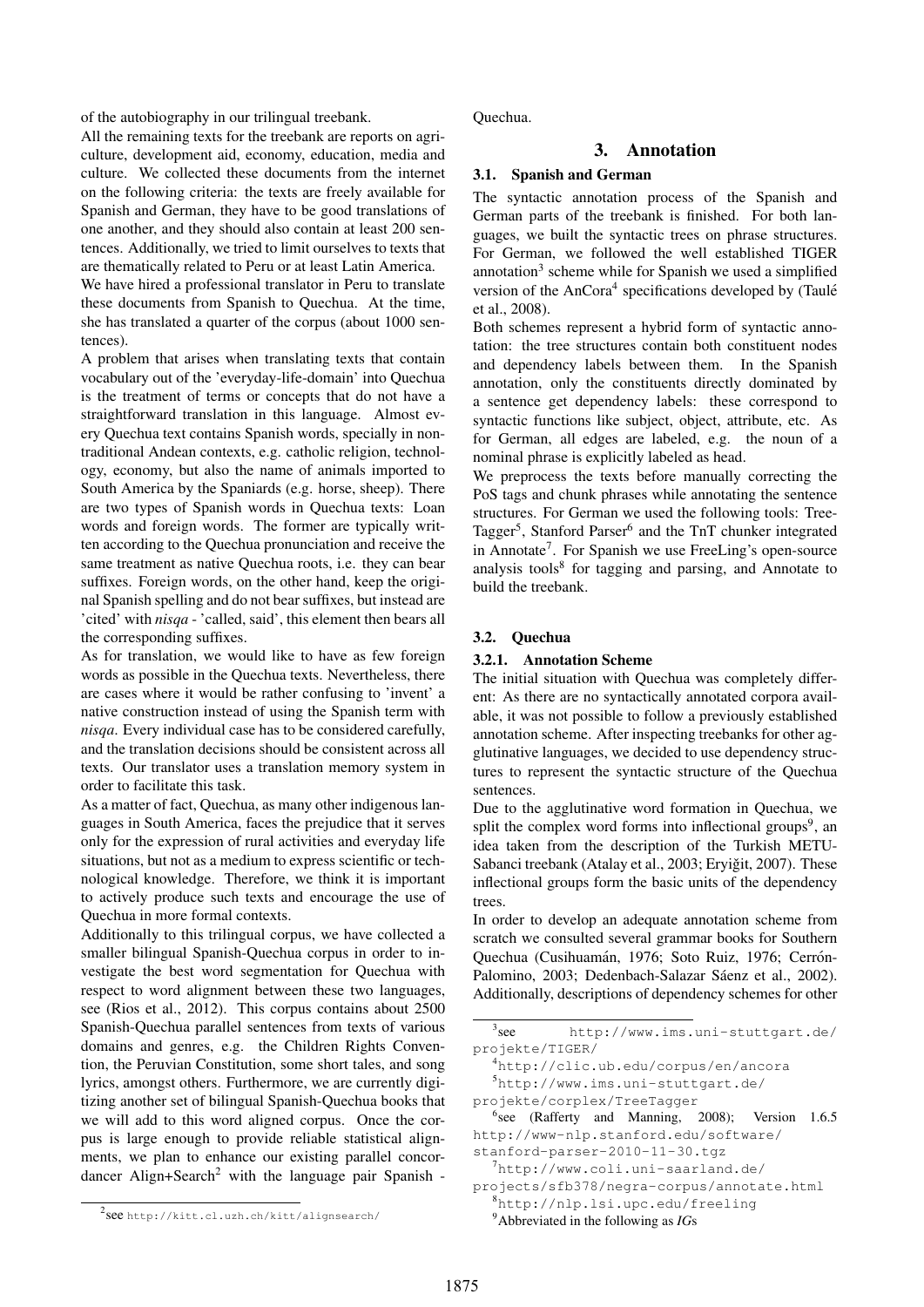of the autobiography in our trilingual treebank.

All the remaining texts for the treebank are reports on agriculture, development aid, economy, education, media and culture. We collected these documents from the internet on the following criteria: the texts are freely available for Spanish and German, they have to be good translations of one another, and they should also contain at least 200 sentences. Additionally, we tried to limit ourselves to texts that are thematically related to Peru or at least Latin America.

We have hired a professional translator in Peru to translate these documents from Spanish to Quechua. At the time, she has translated a quarter of the corpus (about 1000 sentences).

A problem that arises when translating texts that contain vocabulary out of the 'everyday-life-domain' into Quechua is the treatment of terms or concepts that do not have a straightforward translation in this language. Almost every Quechua text contains Spanish words, specially in non-traditional Andean contexts, e.g. catholic religion, technology, economy, but also the name of animals imported to South America by the Spaniards (e.g. horse, sheep). There are two types of Spanish words in Quechua texts: Loan words and foreign words. The former are typically written according to the Quechua pronunciation and receive the same treatment as native Quechua roots, i.e. they can bear suffixes. Foreign words, on the other hand, keep the original Spanish spelling and do not bear suffixes, but instead are 'cited' with *nisqa* - 'called, said', this element then bears all the corresponding suffixes.

As for translation, we would like to have as few foreign words as possible in the Quechua texts. Nevertheless, there are cases where it would be rather confusing to 'invent' a native construction instead of using the Spanish term with *nisqa*. Every individual case has to be considered carefully, and the translation decisions should be consistent across all texts. Our translator uses a translation memory system in order to facilitate this task.

As a matter of fact, Quechua, as many other indigenous languages in South America, faces the prejudice that it serves only for the expression of rural activities and everyday life situations, but not as a medium to express scientific or technological knowledge. Therefore, we think it is important to actively produce such texts and encourage the use of Quechua in more formal contexts.

Additionally to this trilingual corpus, we have collected a smaller bilingual Spanish-Quechua corpus in order to investigate the best word segmentation for Quechua with respect to word alignment between these two languages, see (Rios et al., 2012). This corpus contains about 2500 Spanish-Quechua parallel sentences from texts of various domains and genres, e.g. the Children Rights Convention, the Peruvian Constitution, some short tales, and song lyrics, amongst others. Furthermore, we are currently digitizing another set of bilingual Spanish-Quechua books that we will add to this word aligned corpus. Once the corpus is large enough to provide reliable statistical alignments, we plan to enhance our existing parallel concordancer Align+Search[2] with the language pair Spanish - Quechua.

## 3. Annotation

### 3.1. Spanish and German

The syntactic annotation process of the Spanish and German parts of the treebank is finished. For both languages, we built the syntactic trees on phrase structures. For German, we followed the well established TIGER annotation[3] scheme while for Spanish we used a simplified version of the AnCora[4] specifications developed by (Taulé et al., 2008).

Both schemes represent a hybrid form of syntactic annotation: the tree structures contain both constituent nodes and dependency labels between them. In the Spanish annotation, only the constituents directly dominated by a sentence get dependency labels: these correspond to syntactic functions like subject, object, attribute, etc. As for German, all edges are labeled, e.g. the noun of a nominal phrase is explicitly labeled as head.

We preprocess the texts before manually correcting the PoS tags and chunk phrases while annotating the sentence structures. For German we used the following tools: TreeTagger[5], Stanford Parser[6] and the TnT chunker integrated in Annotate[7]. For Spanish we use FreeLing's open-source analysis tools[8] for tagging and parsing, and Annotate to build the treebank.

### 3.2. Quechua

#### 3.2.1. Annotation Scheme

The initial situation with Quechua was completely different: As there are no syntactically annotated corpora available, it was not possible to follow a previously established annotation scheme. After inspecting treebanks for other agglutinative languages, we decided to use dependency structures to represent the syntactic structure of the Quechua sentences.

Due to the agglutinative word formation in Quechua, we split the complex word forms into inflectional groups[9], an idea taken from the description of the Turkish METU-Sabanci treebank (Atalay et al., 2003; Eryiğit, 2007). These inflectional groups form the basic units of the dependency trees.

In order to develop an adequate annotation scheme from scratch we consulted several grammar books for Southern Quechua (Cusihuamán, 1976; Soto Ruiz, 1976; Cerrón-Palomino, 2003; Dedenbach-Salazar Sáenz et al., 2002). Additionally, descriptions of dependency schemes for other

---

[2] see http://kitt.cl.uzh.ch/kitt/alignsearch/

[3] see http://www.ims.uni-stuttgart.de/projekte/TIGER/

[4] http://clic.ub.edu/corpus/en/ancora

[5] http://www.ims.uni-stuttgart.de/projekte/corplex/TreeTagger

[6] see (Rafferty and Manning, 2008); Version 1.6.5 http://www-nlp.stanford.edu/software/stanford-parser-2010-11-30.tgz

[7] http://www.coli.uni-saarland.de/projects/sfb378/negra-corpus/annotate.html

[8] http://nlp.lsi.upc.edu/freeling

[9] Abbreviated in the following as *IG*s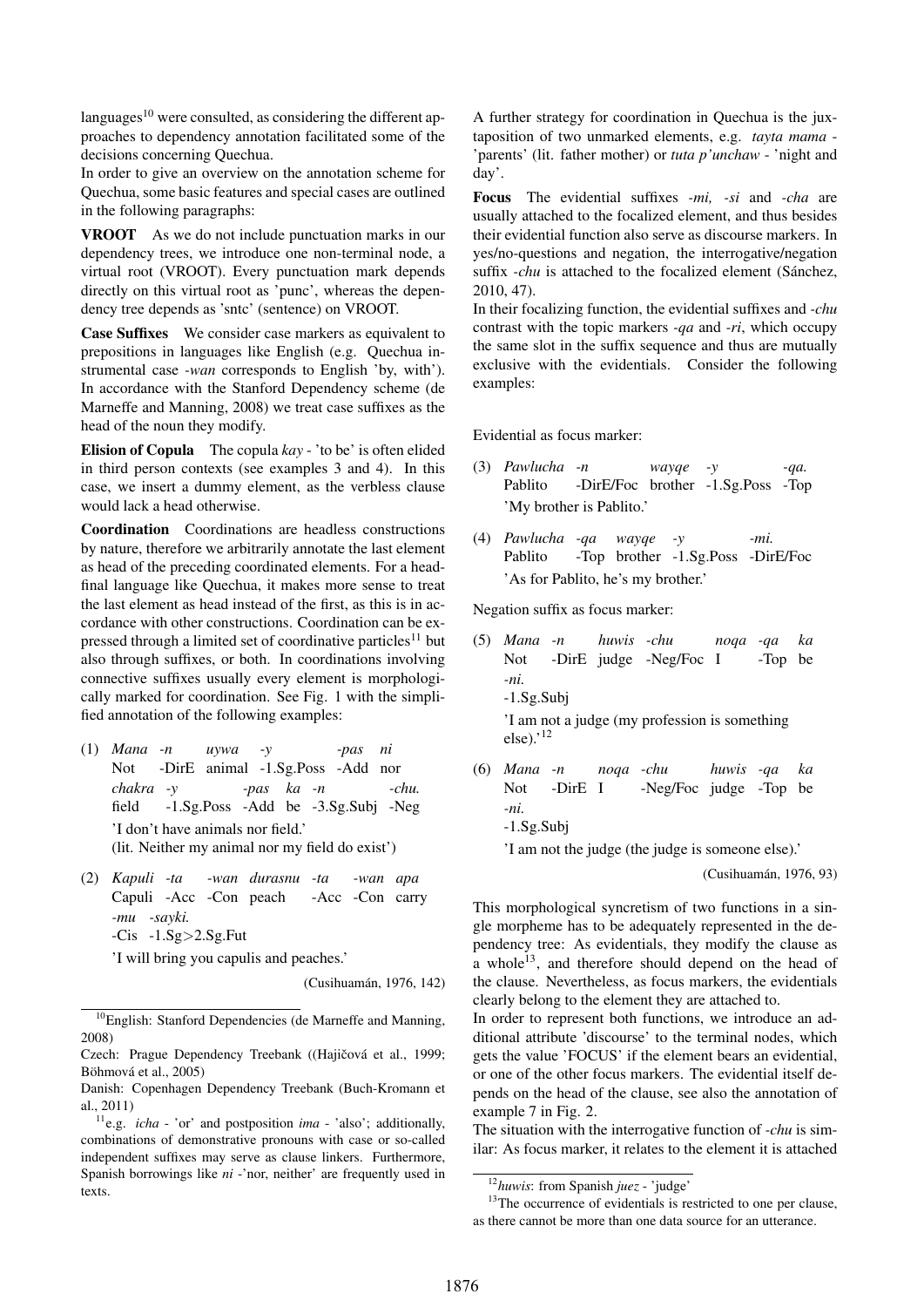languages[10] were consulted, as considering the different approaches to dependency annotation facilitated some of the decisions concerning Quechua.

In order to give an overview on the annotation scheme for Quechua, some basic features and special cases are outlined in the following paragraphs:

**VROOT** As we do not include punctuation marks in our dependency trees, we introduce one non-terminal node, a virtual root (VROOT). Every punctuation mark depends directly on this virtual root as 'punc', whereas the dependency tree depends as 'sntc' (sentence) on VROOT.

**Case Suffixes** We consider case markers as equivalent to prepositions in languages like English (e.g. Quechua instrumental case *-wan* corresponds to English 'by, with'). In accordance with the Stanford Dependency scheme (de Marneffe and Manning, 2008) we treat case suffixes as the head of the noun they modify.

**Elision of Copula** The copula *kay* - 'to be' is often elided in third person contexts (see examples 3 and 4). In this case, we insert a dummy element, as the verbless clause would lack a head otherwise.

**Coordination** Coordinations are headless constructions by nature, therefore we arbitrarily annotate the last element as head of the preceding coordinated elements. For a head-final language like Quechua, it makes more sense to treat the last element as head instead of the first, as this is in accordance with other constructions. Coordination can be expressed through a limited set of coordinative particles[11] but also through suffixes, or both. In coordinations involving connective suffixes usually every element is morphologically marked for coordination. See Fig. 1 with the simplified annotation of the following examples:

(1) *Mana -n uywa -y -pas ni*
Not -DirE animal -1.Sg.Poss -Add nor
*chakra -y -pas ka -n -chu.*
field -1.Sg.Poss -Add be -3.Sg.Subj -Neg
'I don't have animals nor field.'
(lit. Neither my animal nor my field do exist')

(2) *Kapuli -ta -wan durasnu -ta -wan apa*
Capuli -Acc -Con peach -Acc -Con carry
*-mu -sayki.*
-Cis -1.Sg>2.Sg.Fut
'I will bring you capulis and peaches.'
(Cusihuamán, 1976, 142)

A further strategy for coordination in Quechua is the juxtaposition of two unmarked elements, e.g. *tayta mama* - 'parents' (lit. father mother) or *tuta p'unchaw* - 'night and day'.

**Focus** The evidential suffixes *-mi, -si* and *-cha* are usually attached to the focalized element, and thus besides their evidential function also serve as discourse markers. In yes/no-questions and negation, the interrogative/negation suffix *-chu* is attached to the focalized element (Sánchez, 2010, 47).

In their focalizing function, the evidential suffixes and *-chu* contrast with the topic markers *-qa* and *-ri*, which occupy the same slot in the suffix sequence and thus are mutually exclusive with the evidentials. Consider the following examples:

Evidential as focus marker:

(3) *Pawlucha -n wayqe -y -qa.*
Pablito -DirE/Foc brother -1.Sg.Poss -Top
'My brother is Pablito.'

(4) *Pawlucha -qa wayqe -y -mi.*
Pablito -Top brother -1.Sg.Poss -DirE/Foc
'As for Pablito, he's my brother.'

Negation suffix as focus marker:

(5) *Mana -n huwis -chu noqa -qa ka*
Not -DirE judge -Neg/Foc I -Top be
*-ni.*
-1.Sg.Subj
'I am not a judge (my profession is something else).'[12]

(6) *Mana -n noqa -chu huwis -qa ka*
Not -DirE I -Neg/Foc judge -Top be
*-ni.*
-1.Sg.Subj
'I am not the judge (the judge is someone else).'
(Cusihuamán, 1976, 93)

This morphological syncretism of two functions in a single morpheme has to be adequately represented in the dependency tree: As evidentials, they modify the clause as a whole[13], and therefore should depend on the head of the clause. Nevertheless, as focus markers, the evidentials clearly belong to the element they are attached to.

In order to represent both functions, we introduce an additional attribute 'discourse' to the terminal nodes, which gets the value 'FOCUS' if the element bears an evidential, or one of the other focus markers. The evidential itself depends on the head of the clause, see also the annotation of example 7 in Fig. 2.

The situation with the interrogative function of *-chu* is similar: As focus marker, it relates to the element it is attached

---

[10] English: Stanford Dependencies (de Marneffe and Manning, 2008)
Czech: Prague Dependency Treebank ((Hajičová et al., 1999; Böhmová et al., 2005)
Danish: Copenhagen Dependency Treebank (Buch-Kromann et al., 2011)

[11] e.g. *icha* - 'or' and postposition *ima* - 'also'; additionally, combinations of demonstrative pronouns with case or so-called independent suffixes may serve as clause linkers. Furthermore, Spanish borrowings like *ni* -'nor, neither' are frequently used in texts.

[12] *huwis*: from Spanish *juez* - 'judge'

[13] The occurrence of evidentials is restricted to one per clause, as there cannot be more than one data source for an utterance.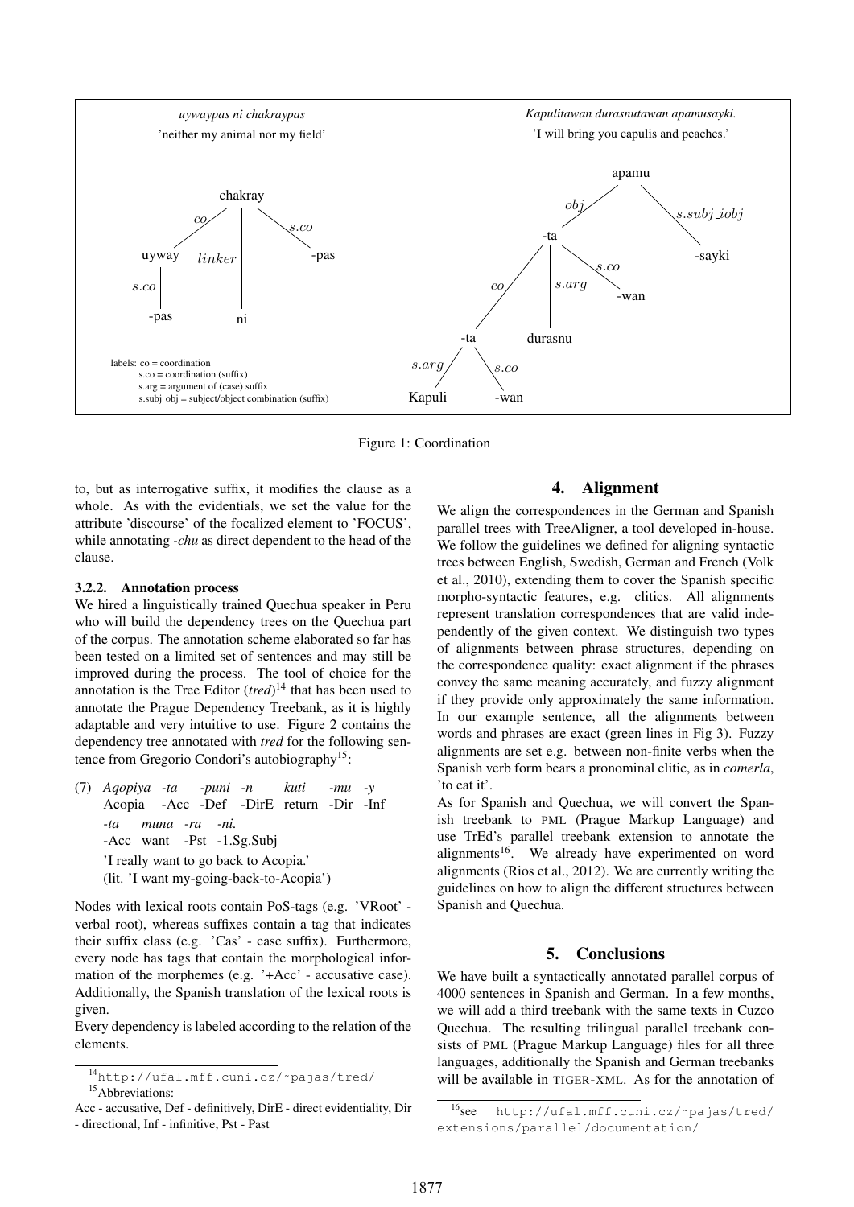*uywaypas ni chakraypas*

'neither my animal nor my field'

*Kapulitawan durasnutawan apamusayki.*

'I will bring you capulis and peaches.'

labels: co = coordination
s.co = coordination (suffix)
s.arg = argument of (case) suffix
s.subj_obj = subject/object combination (suffix)

Figure 1: Coordination

to, but as interrogative suffix, it modifies the clause as a whole. As with the evidentials, we set the value for the attribute 'discourse' of the focalized element to 'FOCUS', while annotating *-chu* as direct dependent to the head of the clause.

#### 3.2.2. Annotation process

We hired a linguistically trained Quechua speaker in Peru who will build the dependency trees on the Quechua part of the corpus. The annotation scheme elaborated so far has been tested on a limited set of sentences and may still be improved during the process. The tool of choice for the annotation is the Tree Editor (*tred*)[14] that has been used to annotate the Prague Dependency Treebank, as it is highly adaptable and very intuitive to use. Figure 2 contains the dependency tree annotated with *tred* for the following sentence from Gregorio Condori's autobiography[15]:

(7) *Aqopiya -ta -puni -n kuti -mu -y*
Acopia -Acc -Def -DirE return -Dir -Inf
*-ta muna -ra -ni.*
-Acc want -Pst -1.Sg.Subj
'I really want to go back to Acopia.'
(lit. 'I want my-going-back-to-Acopia')

Nodes with lexical roots contain PoS-tags (e.g. 'VRoot' - verbal root), whereas suffixes contain a tag that indicates their suffix class (e.g. 'Cas' - case suffix). Furthermore, every node has tags that contain the morphological information of the morphemes (e.g. '+Acc' - accusative case). Additionally, the Spanish translation of the lexical roots is given.

Every dependency is labeled according to the relation of the elements.

[14] http://ufal.mff.cuni.cz/~pajas/tred/

[15] Abbreviations:
Acc - accusative, Def - definitively, DirE - direct evidentiality, Dir - directional, Inf - infinitive, Pst - Past

## 4. Alignment

We align the correspondences in the German and Spanish parallel trees with TreeAligner, a tool developed in-house. We follow the guidelines we defined for aligning syntactic trees between English, Swedish, German and French (Volk et al., 2010), extending them to cover the Spanish specific morpho-syntactic features, e.g. clitics. All alignments represent translation correspondences that are valid independently of the given context. We distinguish two types of alignments between phrase structures, depending on the correspondence quality: exact alignment if the phrases convey the same meaning accurately, and fuzzy alignment if they provide only approximately the same information. In our example sentence, all the alignments between words and phrases are exact (green lines in Fig 3). Fuzzy alignments are set e.g. between non-finite verbs when the Spanish verb form bears a pronominal clitic, as in *comerla*, 'to eat it'.

As for Spanish and Quechua, we will convert the Spanish treebank to PML (Prague Markup Language) and use TrEd's parallel treebank extension to annotate the alignments[16]. We already have experimented on word alignments (Rios et al., 2012). We are currently writing the guidelines on how to align the different structures between Spanish and Quechua.

## 5. Conclusions

We have built a syntactically annotated parallel corpus of 4000 sentences in Spanish and German. In a few months, we will add a third treebank with the same texts in Cuzco Quechua. The resulting trilingual parallel treebank consists of PML (Prague Markup Language) files for all three languages, additionally the Spanish and German treebanks will be available in TIGER-XML. As for the annotation of

[16] see http://ufal.mff.cuni.cz/~pajas/tred/extensions/parallel/documentation/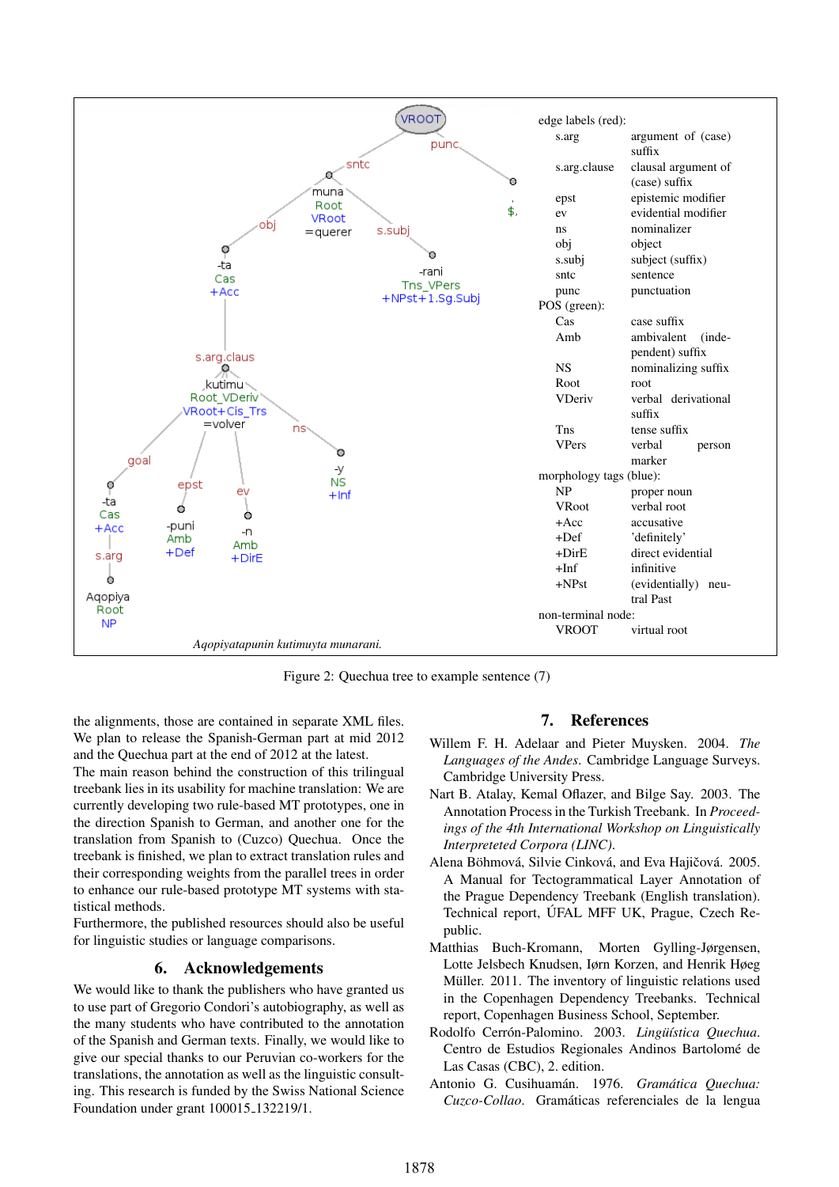edge labels (red):

| | |
|---|---|
| s.arg | argument of (case) suffix |
| s.arg.clause | clausal argument of (case) suffix |
| epst | epistemic modifier |
| ev | evidential modifier |
| ns | nominalizer |
| obj | object |
| s.subj | subject (suffix) |
| sntc | sentence |
| punc | punctuation |

POS (green):

| | |
|---|---|
| Cas | case suffix |
| Amb | ambivalent (independent) suffix |
| NS | nominalizing suffix |
| Root | root |
| VDeriv | verbal derivational suffix |
| Tns | tense suffix |
| VPers | verbal person marker |

morphology tags (blue):

| | |
|---|---|
| NP | proper noun |
| VRoot | verbal root |
| +Acc | accusative |
| +Def | 'definitely' |
| +DirE | direct evidential |
| +Inf | infinitive |
| +NPst | (evidentially) neutral Past |

non-terminal node:

| | |
|---|---|
| VROOT | virtual root |

*Aqopiyatapunin kutimuyta munarani.*

Figure 2: Quechua tree to example sentence (7)

the alignments, those are contained in separate XML files. We plan to release the Spanish-German part in mid 2012 and the Quechua part at the end of 2012 at the latest.
The main reason behind the construction of this trilingual treebank lies in its usability for machine translation: We are currently developing two rule-based MT prototypes, one in the direction Spanish to German, and another one for the translation from Spanish to (Cuzco) Quechua. Once the treebank is finished, we plan to extract translation rules and their corresponding weights from the parallel trees in order to enhance our rule-based prototype MT systems with statistical methods.
Furthermore, the published resources should also be useful for linguistic studies or language comparisons.

## 6. Acknowledgements

We would like to thank the publishers who have granted us to use part of Gregorio Condori's autobiography, as well as the many students who have contributed to the annotation of the Spanish and German texts. Finally, we would like to give our special thanks to our Peruvian co-workers for the translations, the annotation as well as the linguistic consulting. This research is funded by the Swiss National Science Foundation under grant 100015_132219/1.

## 7. References

Willem F. H. Adelaar and Pieter Muysken. 2004. *The Languages of the Andes*. Cambridge Language Surveys. Cambridge University Press.

Nart B. Atalay, Kemal Oflazer, and Bilge Say. 2003. The Annotation Process in the Turkish Treebank. In *Proceedings of the 4th International Workshop on Linguistically Interpreteted Corpora (LINC)*.

Alena Böhmová, Silvie Cinková, and Eva Hajičová. 2005. A Manual for Tectogrammatical Layer Annotation of the Prague Dependency Treebank (English translation). Technical report, ÚFAL MFF UK, Prague, Czech Republic.

Matthias Buch-Kromann, Morten Gylling-Jørgensen, Lotte Jelsbech Knudsen, Iørn Korzen, and Henrik Høeg Müller. 2011. The inventory of linguistic relations used in the Copenhagen Dependency Treebanks. Technical report, Copenhagen Business School, September.

Rodolfo Cerrón-Palomino. 2003. *Lingüística Quechua*. Centro de Estudios Regionales Andinos Bartolomé de Las Casas (CBC), 2. edition.

Antonio G. Cusihuamán. 1976. *Gramática Quechua: Cuzco-Collao*. Gramáticas referenciales de la lengua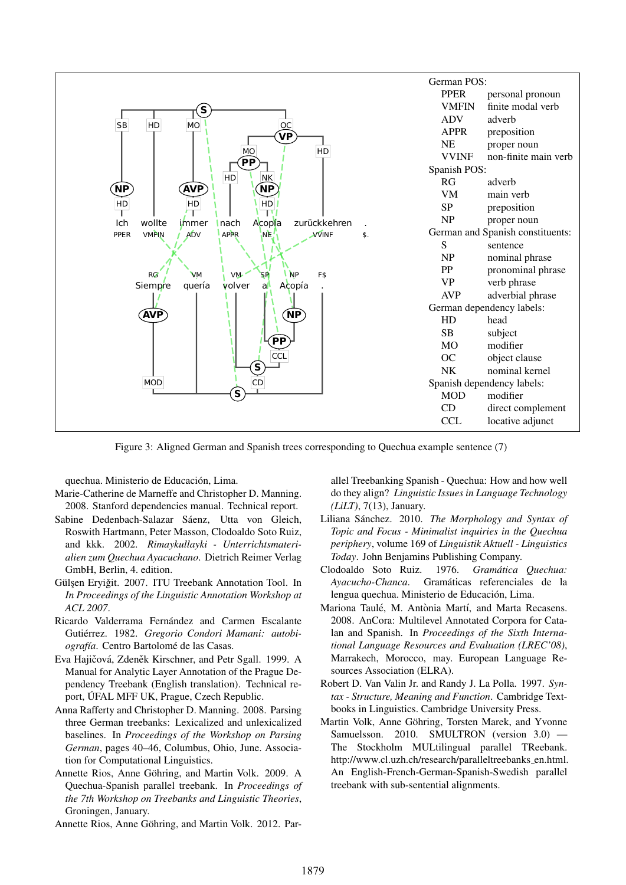German POS:
PPER personal pronoun
VMFIN finite modal verb
ADV adverb
APPR preposition
NE proper noun
VVINF non-finite main verb
Spanish POS:
RG adverb
VM main verb
SP preposition
NP proper noun
German and Spanish constituents:
S sentence
NP nominal phrase
PP pronominal phrase
VP verb phrase
AVP adverbial phrase
German dependency labels:
HD head
SB subject
MO modifier
OC object clause
NK nominal kernel
Spanish dependency labels:
MOD modifier
CD direct complement
CCL locative adjunct

Figure 3: Aligned German and Spanish trees corresponding to Quechua example sentence (7)

quechua. Ministerio de Educación, Lima.

Marie-Catherine de Marneffe and Christopher D. Manning. 2008. Stanford dependencies manual. Technical report.

Sabine Dedenbach-Salazar Sáenz, Utta von Gleich, Roswith Hartmann, Peter Masson, Clodoaldo Soto Ruiz, and kkk. 2002. *Rimaykullayki - Unterrichtsmaterialien zum Quechua Ayacuchano*. Dietrich Reimer Verlag GmbH, Berlin, 4. edition.

Gülşen Eryiğit. 2007. ITU Treebank Annotation Tool. In *In Proceedings of the Linguistic Annotation Workshop at ACL 2007*.

Ricardo Valderrama Fernández and Carmen Escalante Gutiérrez. 1982. *Gregorio Condori Mamani: autobiografía*. Centro Bartolomé de las Casas.

Eva Hajičová, Zdeněk Kirschner, and Petr Sgall. 1999. A Manual for Analytic Layer Annotation of the Prague Dependency Treebank (English translation). Technical report, ÚFAL MFF UK, Prague, Czech Republic.

Anna Rafferty and Christopher D. Manning. 2008. Parsing three German treebanks: Lexicalized and unlexicalized baselines. In *Proceedings of the Workshop on Parsing German*, pages 40–46, Columbus, Ohio, June. Association for Computational Linguistics.

Annette Rios, Anne Göhring, and Martin Volk. 2009. A Quechua-Spanish parallel treebank. In *Proceedings of the 7th Workshop on Treebanks and Linguistic Theories*, Groningen, January.

Annette Rios, Anne Göhring, and Martin Volk. 2012. Parallel Treebanking Spanish - Quechua: How and how well do they align? *Linguistic Issues in Language Technology (LiLT)*, 7(13), January.

Liliana Sánchez. 2010. *The Morphology and Syntax of Topic and Focus - Minimalist inquiries in the Quechua periphery*, volume 169 of *Linguistik Aktuell - Linguistics Today*. John Benjamins Publishing Company.

Clodoaldo Soto Ruiz. 1976. *Gramática Quechua: Ayacucho-Chanca*. Gramáticas referenciales de la lengua quechua. Ministerio de Educación, Lima.

Mariona Taulé, M. Antònia Martí, and Marta Recasens. 2008. AnCora: Multilevel Annotated Corpora for Catalan and Spanish. In *Proceedings of the Sixth International Language Resources and Evaluation (LREC'08)*, Marrakech, Morocco, may. European Language Resources Association (ELRA).

Robert D. Van Valin Jr. and Randy J. La Polla. 1997. *Syntax - Structure, Meaning and Function*. Cambridge Textbooks in Linguistics. Cambridge University Press.

Martin Volk, Anne Göhring, Torsten Marek, and Yvonne Samuelsson. 2010. SMULTRON (version 3.0) — The Stockholm MULtilingual parallel TReebank. http://www.cl.uzh.ch/research/paralleltreebanks_en.html. An English-French-German-Spanish-Swedish parallel treebank with sub-sentential alignments.